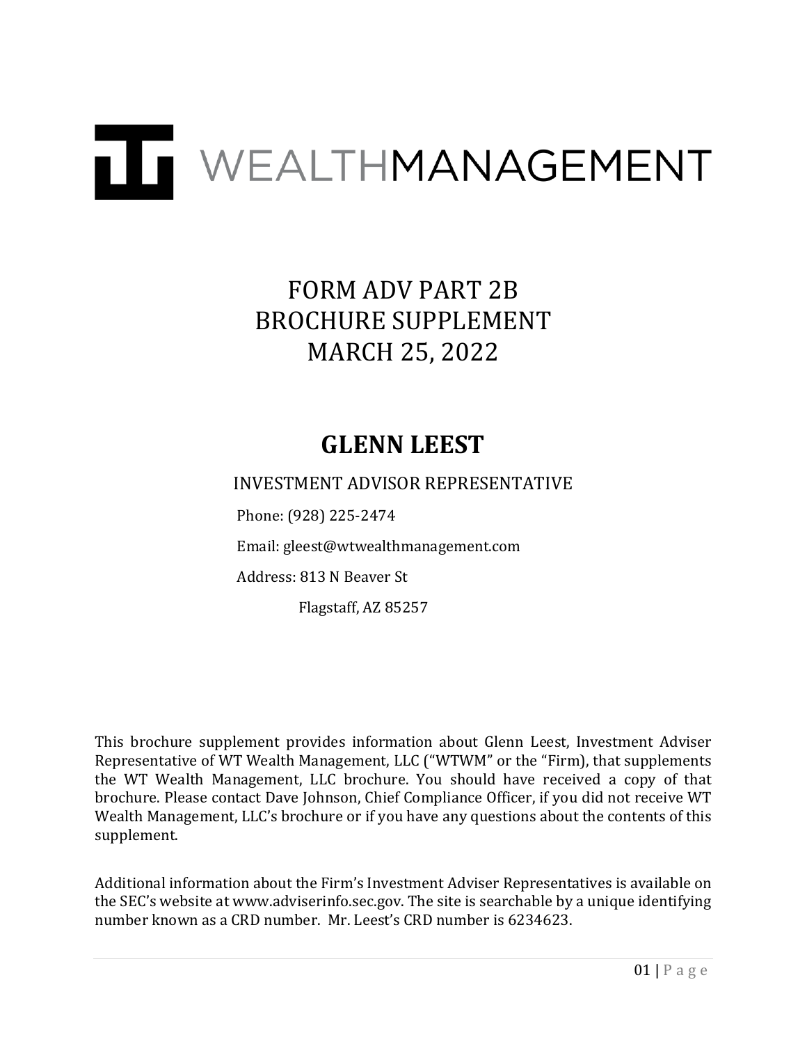WEALTHMANAGEMENT

# FORM ADV PART 2B
# BROCHURE SUPPLEMENT
# MARCH 25, 2022

## GLENN LEEST

INVESTMENT ADVISOR REPRESENTATIVE

Phone: (928) 225-2474

Email: gleest@wtwealthmanagement.com

Address: 813 N Beaver St

Flagstaff, AZ 85257

This brochure supplement provides information about Glenn Leest, Investment Adviser Representative of WT Wealth Management, LLC ("WTWM" or the "Firm), that supplements the WT Wealth Management, LLC brochure. You should have received a copy of that brochure. Please contact Dave Johnson, Chief Compliance Officer, if you did not receive WT Wealth Management, LLC's brochure or if you have any questions about the contents of this supplement.

Additional information about the Firm's Investment Adviser Representatives is available on the SEC's website at www.adviserinfo.sec.gov. The site is searchable by a unique identifying number known as a CRD number. Mr. Leest's CRD number is 6234623.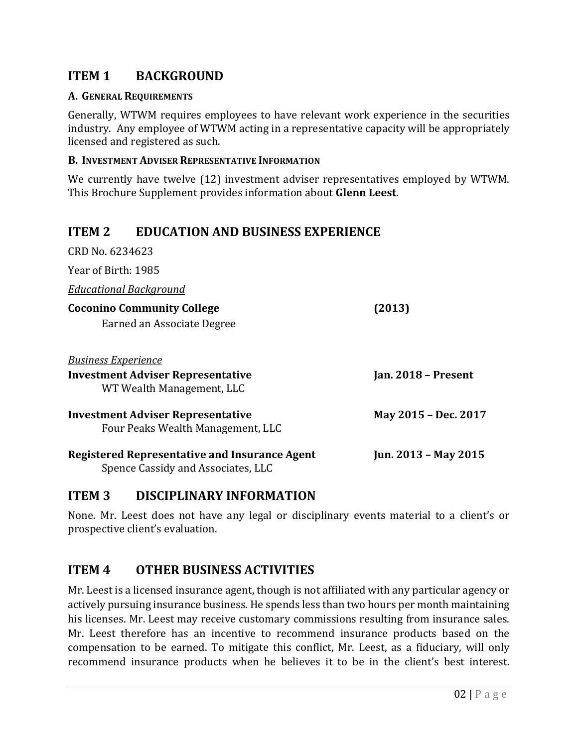## ITEM 1 BACKGROUND

**A. GENERAL REQUIREMENTS**

Generally, WTWM requires employees to have relevant work experience in the securities industry. Any employee of WTWM acting in a representative capacity will be appropriately licensed and registered as such.

**B. INVESTMENT ADVISER REPRESENTATIVE INFORMATION**

We currently have twelve (12) investment adviser representatives employed by WTWM. This Brochure Supplement provides information about **Glenn Leest**.

## ITEM 2 EDUCATION AND BUSINESS EXPERIENCE

CRD No. 6234623

Year of Birth: 1985

*Educational Background*

**Coconino Community College** **(2013)**
Earned an Associate Degree

*Business Experience*

**Investment Adviser Representative** **Jan. 2018 – Present**
WT Wealth Management, LLC

**Investment Adviser Representative** **May 2015 – Dec. 2017**
Four Peaks Wealth Management, LLC

**Registered Representative and Insurance Agent** **Jun. 2013 – May 2015**
Spence Cassidy and Associates, LLC

## ITEM 3 DISCIPLINARY INFORMATION

None. Mr. Leest does not have any legal or disciplinary events material to a client's or prospective client's evaluation.

## ITEM 4 OTHER BUSINESS ACTIVITIES

Mr. Leest is a licensed insurance agent, though is not affiliated with any particular agency or actively pursuing insurance business. He spends less than two hours per month maintaining his licenses. Mr. Leest may receive customary commissions resulting from insurance sales. Mr. Leest therefore has an incentive to recommend insurance products based on the compensation to be earned. To mitigate this conflict, Mr. Leest, as a fiduciary, will only recommend insurance products when he believes it to be in the client's best interest.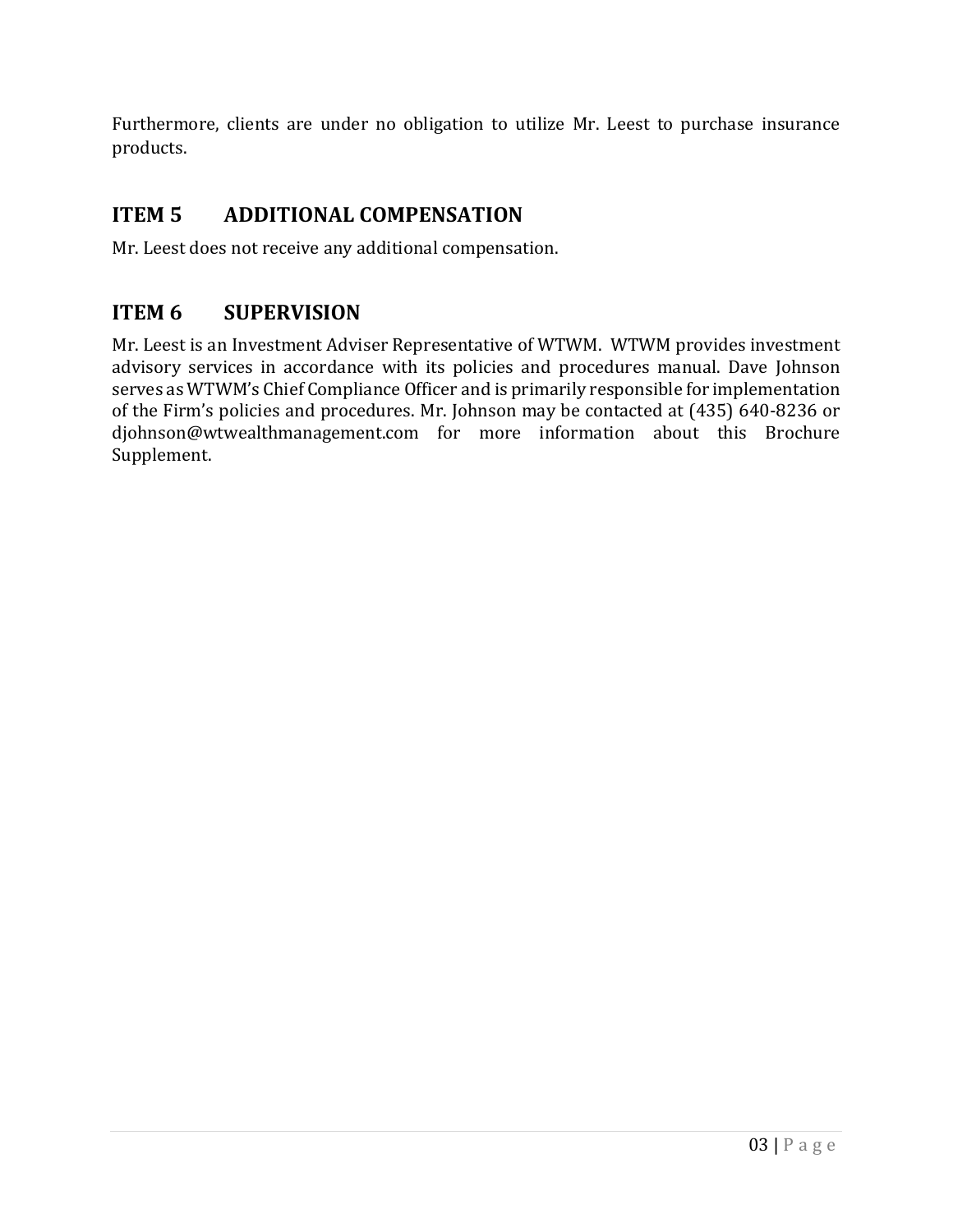Furthermore, clients are under no obligation to utilize Mr. Leest to purchase insurance products.

## ITEM 5 ADDITIONAL COMPENSATION

Mr. Leest does not receive any additional compensation.

## ITEM 6 SUPERVISION

Mr. Leest is an Investment Adviser Representative of WTWM. WTWM provides investment advisory services in accordance with its policies and procedures manual. Dave Johnson serves as WTWM's Chief Compliance Officer and is primarily responsible for implementation of the Firm's policies and procedures. Mr. Johnson may be contacted at (435) 640-8236 or djohnson@wtwealthmanagement.com for more information about this Brochure Supplement.